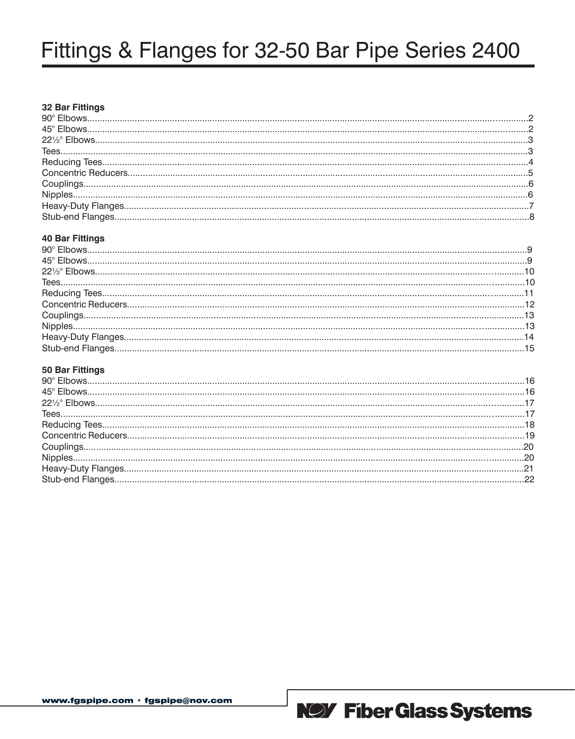# Fittings & Flanges for 32-50 Bar Pipe Series 2400

**32 Bar Fittings**

90° Elbows......2
45° Elbows......2
22½° Elbows......3
Tees......3
Reducing Tees......4
Concentric Reducers......5
Couplings......6
Nipples......6
Heavy-Duty Flanges......7
Stub-end Flanges......8

**40 Bar Fittings**

90° Elbows......9
45° Elbows......9
22½° Elbows......10
Tees......10
Reducing Tees......11
Concentric Reducers......12
Couplings......13
Nipples......13
Heavy-Duty Flanges......14
Stub-end Flanges......15

**50 Bar Fittings**

90° Elbows......16
45° Elbows......16
22½° Elbows......17
Tees......17
Reducing Tees......18
Concentric Reducers......19
Couplings......20
Nipples......20
Heavy-Duty Flanges......21
Stub-end Flanges......22

www.fgspipe.com · fgspipe@nov.com

NOV Fiber Glass Systems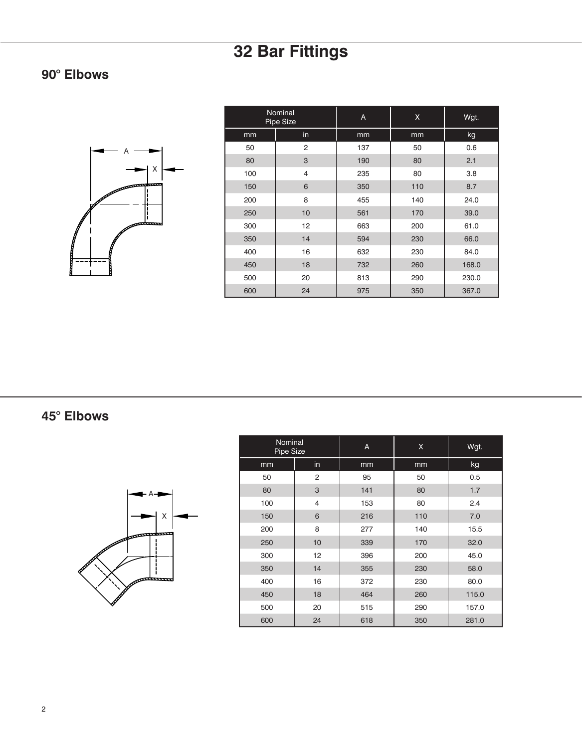# 32 Bar Fittings

## 90° Elbows

| Nominal Pipe Size | | A | X | Wgt. |
|---|---|---|---|---|
| mm | in | mm | mm | kg |
| 50 | 2 | 137 | 50 | 0.6 |
| 80 | 3 | 190 | 80 | 2.1 |
| 100 | 4 | 235 | 80 | 3.8 |
| 150 | 6 | 350 | 110 | 8.7 |
| 200 | 8 | 455 | 140 | 24.0 |
| 250 | 10 | 561 | 170 | 39.0 |
| 300 | 12 | 663 | 200 | 61.0 |
| 350 | 14 | 594 | 230 | 66.0 |
| 400 | 16 | 632 | 230 | 84.0 |
| 450 | 18 | 732 | 260 | 168.0 |
| 500 | 20 | 813 | 290 | 230.0 |
| 600 | 24 | 975 | 350 | 367.0 |

## 45° Elbows

| Nominal Pipe Size | | A | X | Wgt. |
|---|---|---|---|---|
| mm | in | mm | mm | kg |
| 50 | 2 | 95 | 50 | 0.5 |
| 80 | 3 | 141 | 80 | 1.7 |
| 100 | 4 | 153 | 80 | 2.4 |
| 150 | 6 | 216 | 110 | 7.0 |
| 200 | 8 | 277 | 140 | 15.5 |
| 250 | 10 | 339 | 170 | 32.0 |
| 300 | 12 | 396 | 200 | 45.0 |
| 350 | 14 | 355 | 230 | 58.0 |
| 400 | 16 | 372 | 230 | 80.0 |
| 450 | 18 | 464 | 260 | 115.0 |
| 500 | 20 | 515 | 290 | 157.0 |
| 600 | 24 | 618 | 350 | 281.0 |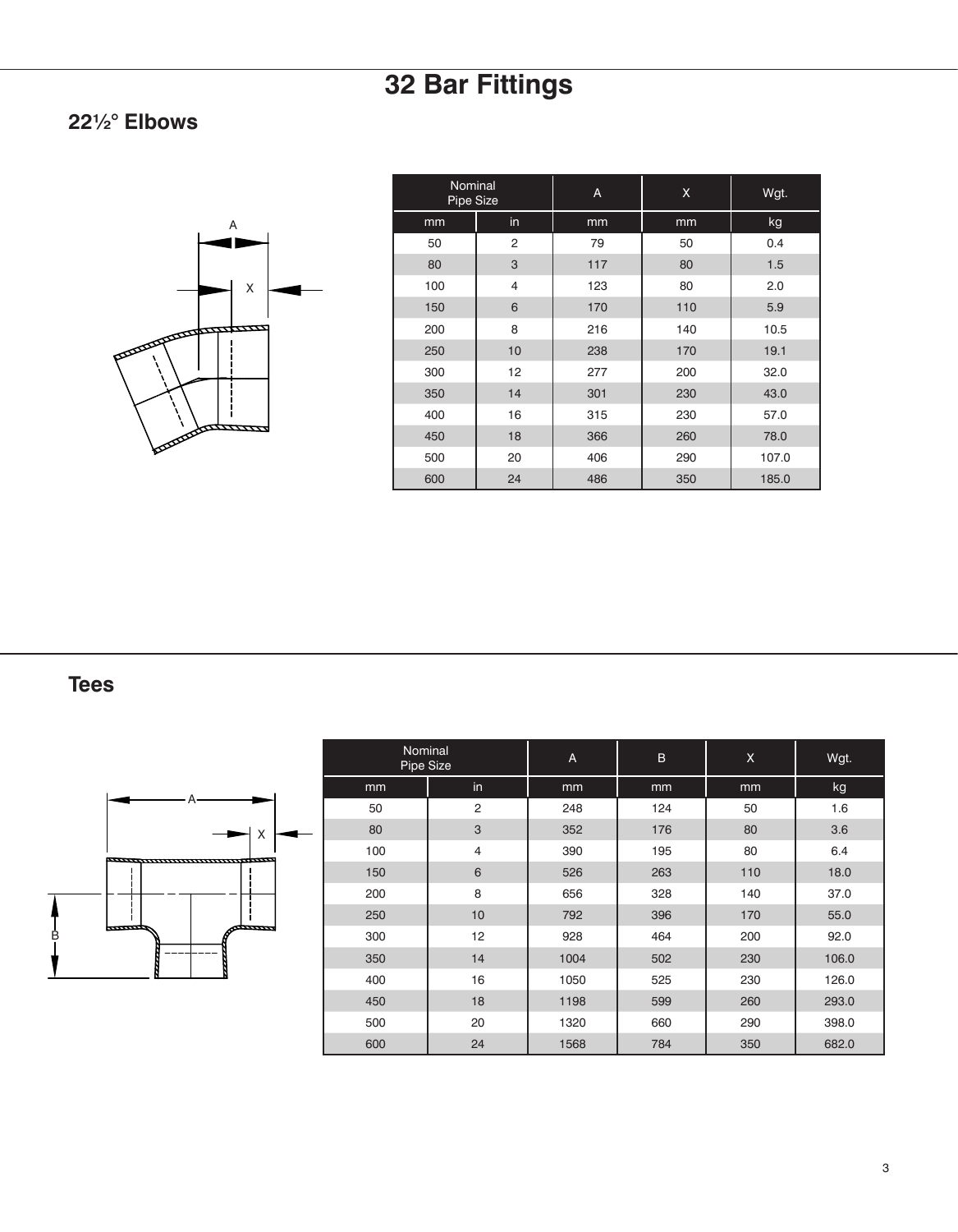# 32 Bar Fittings

## 22½° Elbows

| Nominal Pipe Size | | A | X | Wgt. |
|---|---|---|---|---|
| mm | in | mm | mm | kg |
| 50 | 2 | 79 | 50 | 0.4 |
| 80 | 3 | 117 | 80 | 1.5 |
| 100 | 4 | 123 | 80 | 2.0 |
| 150 | 6 | 170 | 110 | 5.9 |
| 200 | 8 | 216 | 140 | 10.5 |
| 250 | 10 | 238 | 170 | 19.1 |
| 300 | 12 | 277 | 200 | 32.0 |
| 350 | 14 | 301 | 230 | 43.0 |
| 400 | 16 | 315 | 230 | 57.0 |
| 450 | 18 | 366 | 260 | 78.0 |
| 500 | 20 | 406 | 290 | 107.0 |
| 600 | 24 | 486 | 350 | 185.0 |

## Tees

| Nominal Pipe Size | | A | B | X | Wgt. |
|---|---|---|---|---|---|
| mm | in | mm | mm | mm | kg |
| 50 | 2 | 248 | 124 | 50 | 1.6 |
| 80 | 3 | 352 | 176 | 80 | 3.6 |
| 100 | 4 | 390 | 195 | 80 | 6.4 |
| 150 | 6 | 526 | 263 | 110 | 18.0 |
| 200 | 8 | 656 | 328 | 140 | 37.0 |
| 250 | 10 | 792 | 396 | 170 | 55.0 |
| 300 | 12 | 928 | 464 | 200 | 92.0 |
| 350 | 14 | 1004 | 502 | 230 | 106.0 |
| 400 | 16 | 1050 | 525 | 230 | 126.0 |
| 450 | 18 | 1198 | 599 | 260 | 293.0 |
| 500 | 20 | 1320 | 660 | 290 | 398.0 |
| 600 | 24 | 1568 | 784 | 350 | 682.0 |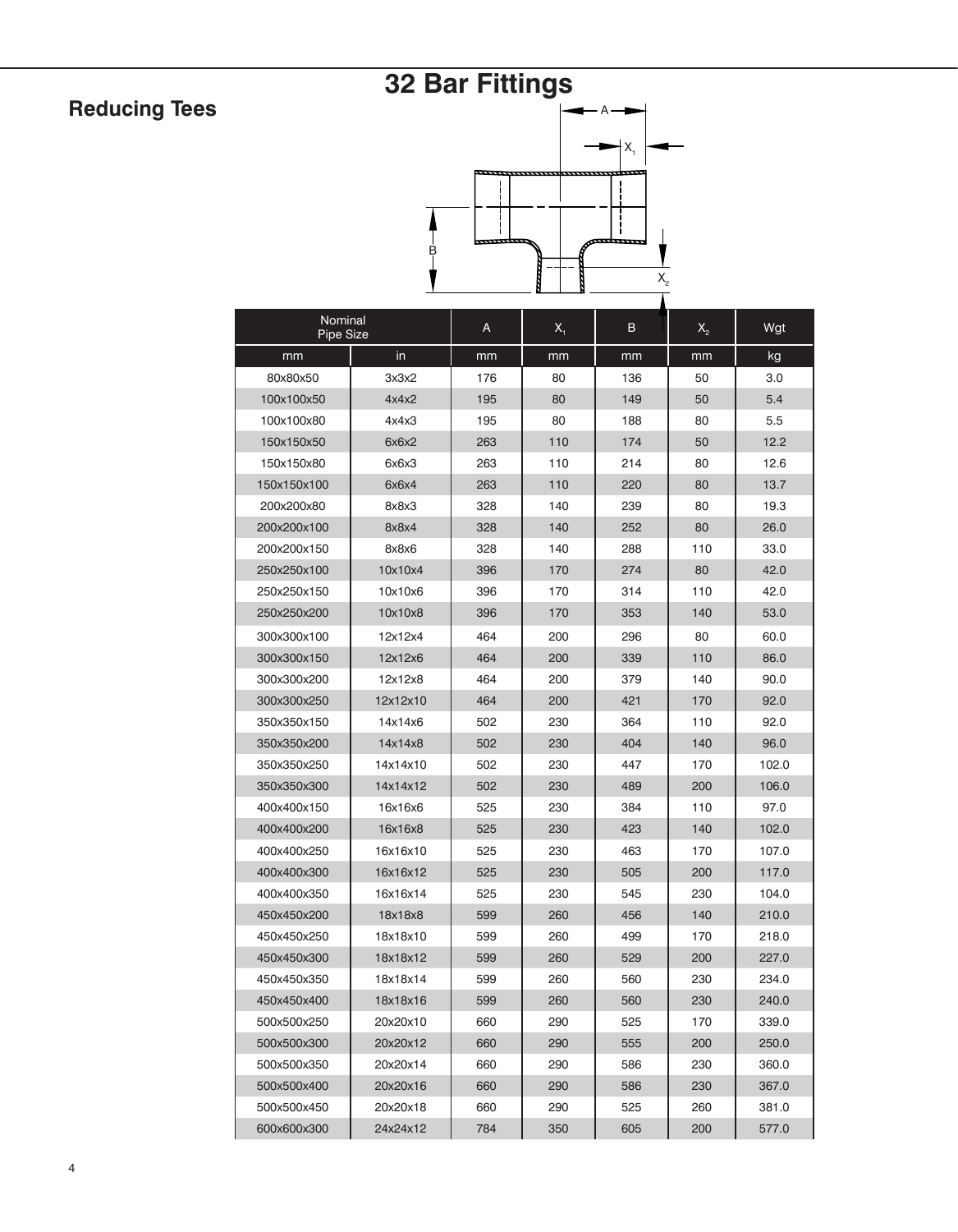# 32 Bar Fittings

## Reducing Tees

| Nominal Pipe Size | | A | $X_1$ | B | $X_2$ | Wgt |
|---|---|---|---|---|---|---|
| mm | in | mm | mm | mm | mm | kg |
| 80x80x50 | 3x3x2 | 176 | 80 | 136 | 50 | 3.0 |
| 100x100x50 | 4x4x2 | 195 | 80 | 149 | 50 | 5.4 |
| 100x100x80 | 4x4x3 | 195 | 80 | 188 | 80 | 5.5 |
| 150x150x50 | 6x6x2 | 263 | 110 | 174 | 50 | 12.2 |
| 150x150x80 | 6x6x3 | 263 | 110 | 214 | 80 | 12.6 |
| 150x150x100 | 6x6x4 | 263 | 110 | 220 | 80 | 13.7 |
| 200x200x80 | 8x8x3 | 328 | 140 | 239 | 80 | 19.3 |
| 200x200x100 | 8x8x4 | 328 | 140 | 252 | 80 | 26.0 |
| 200x200x150 | 8x8x6 | 328 | 140 | 288 | 110 | 33.0 |
| 250x250x100 | 10x10x4 | 396 | 170 | 274 | 80 | 42.0 |
| 250x250x150 | 10x10x6 | 396 | 170 | 314 | 110 | 42.0 |
| 250x250x200 | 10x10x8 | 396 | 170 | 353 | 140 | 53.0 |
| 300x300x100 | 12x12x4 | 464 | 200 | 296 | 80 | 60.0 |
| 300x300x150 | 12x12x6 | 464 | 200 | 339 | 110 | 86.0 |
| 300x300x200 | 12x12x8 | 464 | 200 | 379 | 140 | 90.0 |
| 300x300x250 | 12x12x10 | 464 | 200 | 421 | 170 | 92.0 |
| 350x350x150 | 14x14x6 | 502 | 230 | 364 | 110 | 92.0 |
| 350x350x200 | 14x14x8 | 502 | 230 | 404 | 140 | 96.0 |
| 350x350x250 | 14x14x10 | 502 | 230 | 447 | 170 | 102.0 |
| 350x350x300 | 14x14x12 | 502 | 230 | 489 | 200 | 106.0 |
| 400x400x150 | 16x16x6 | 525 | 230 | 384 | 110 | 97.0 |
| 400x400x200 | 16x16x8 | 525 | 230 | 423 | 140 | 102.0 |
| 400x400x250 | 16x16x10 | 525 | 230 | 463 | 170 | 107.0 |
| 400x400x300 | 16x16x12 | 525 | 230 | 505 | 200 | 117.0 |
| 400x400x350 | 16x16x14 | 525 | 230 | 545 | 230 | 104.0 |
| 450x450x200 | 18x18x8 | 599 | 260 | 456 | 140 | 210.0 |
| 450x450x250 | 18x18x10 | 599 | 260 | 499 | 170 | 218.0 |
| 450x450x300 | 18x18x12 | 599 | 260 | 529 | 200 | 227.0 |
| 450x450x350 | 18x18x14 | 599 | 260 | 560 | 230 | 234.0 |
| 450x450x400 | 18x18x16 | 599 | 260 | 560 | 230 | 240.0 |
| 500x500x250 | 20x20x10 | 660 | 290 | 525 | 170 | 339.0 |
| 500x500x300 | 20x20x12 | 660 | 290 | 555 | 200 | 250.0 |
| 500x500x350 | 20x20x14 | 660 | 290 | 586 | 230 | 360.0 |
| 500x500x400 | 20x20x16 | 660 | 290 | 586 | 230 | 367.0 |
| 500x500x450 | 20x20x18 | 660 | 290 | 525 | 260 | 381.0 |
| 600x600x300 | 24x24x12 | 784 | 350 | 605 | 200 | 577.0 |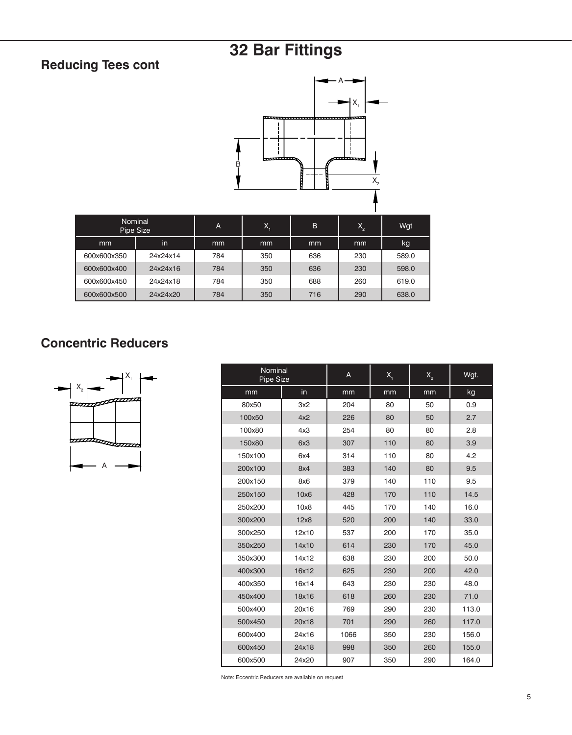# 32 Bar Fittings

## Reducing Tees cont

| Nominal Pipe Size | | A | $X_1$ | B | $X_2$ | Wgt |
|---|---|---|---|---|---|---|
| mm | in | mm | mm | mm | mm | kg |
| 600x600x350 | 24x24x14 | 784 | 350 | 636 | 230 | 589.0 |
| 600x600x400 | 24x24x16 | 784 | 350 | 636 | 230 | 598.0 |
| 600x600x450 | 24x24x18 | 784 | 350 | 688 | 260 | 619.0 |
| 600x600x500 | 24x24x20 | 784 | 350 | 716 | 290 | 638.0 |

## Concentric Reducers

| Nominal Pipe Size | | A | $X_1$ | $X_2$ | Wgt. |
|---|---|---|---|---|---|
| mm | in | mm | mm | mm | kg |
| 80x50 | 3x2 | 204 | 80 | 50 | 0.9 |
| 100x50 | 4x2 | 226 | 80 | 50 | 2.7 |
| 100x80 | 4x3 | 254 | 80 | 80 | 2.8 |
| 150x80 | 6x3 | 307 | 110 | 80 | 3.9 |
| 150x100 | 6x4 | 314 | 110 | 80 | 4.2 |
| 200x100 | 8x4 | 383 | 140 | 80 | 9.5 |
| 200x150 | 8x6 | 379 | 140 | 110 | 9.5 |
| 250x150 | 10x6 | 428 | 170 | 110 | 14.5 |
| 250x200 | 10x8 | 445 | 170 | 140 | 16.0 |
| 300x200 | 12x8 | 520 | 200 | 140 | 33.0 |
| 300x250 | 12x10 | 537 | 200 | 170 | 35.0 |
| 350x250 | 14x10 | 614 | 230 | 170 | 45.0 |
| 350x300 | 14x12 | 638 | 230 | 200 | 50.0 |
| 400x300 | 16x12 | 625 | 230 | 200 | 42.0 |
| 400x350 | 16x14 | 643 | 230 | 230 | 48.0 |
| 450x400 | 18x16 | 618 | 260 | 230 | 71.0 |
| 500x400 | 20x16 | 769 | 290 | 230 | 113.0 |
| 500x450 | 20x18 | 701 | 290 | 260 | 117.0 |
| 600x400 | 24x16 | 1066 | 350 | 230 | 156.0 |
| 600x450 | 24x18 | 998 | 350 | 260 | 155.0 |
| 600x500 | 24x20 | 907 | 350 | 290 | 164.0 |

Note: Eccentric Reducers are available on request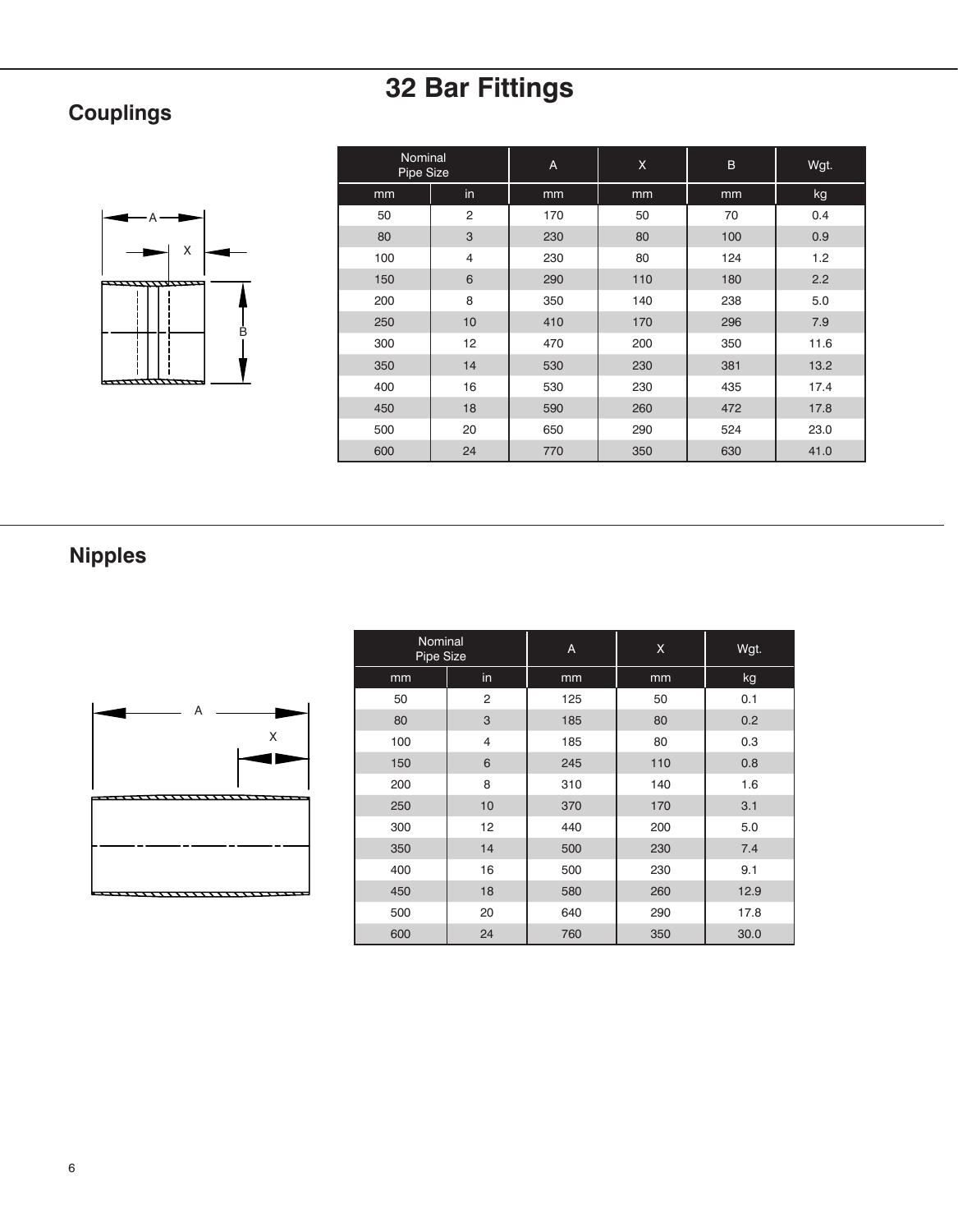# 32 Bar Fittings

## Couplings

| Nominal Pipe Size | | A | X | B | Wgt. |
|---|---|---|---|---|---|
| mm | in | mm | mm | mm | kg |
| 50 | 2 | 170 | 50 | 70 | 0.4 |
| 80 | 3 | 230 | 80 | 100 | 0.9 |
| 100 | 4 | 230 | 80 | 124 | 1.2 |
| 150 | 6 | 290 | 110 | 180 | 2.2 |
| 200 | 8 | 350 | 140 | 238 | 5.0 |
| 250 | 10 | 410 | 170 | 296 | 7.9 |
| 300 | 12 | 470 | 200 | 350 | 11.6 |
| 350 | 14 | 530 | 230 | 381 | 13.2 |
| 400 | 16 | 530 | 230 | 435 | 17.4 |
| 450 | 18 | 590 | 260 | 472 | 17.8 |
| 500 | 20 | 650 | 290 | 524 | 23.0 |
| 600 | 24 | 770 | 350 | 630 | 41.0 |

## Nipples

| Nominal Pipe Size | | A | X | Wgt. |
|---|---|---|---|---|
| mm | in | mm | mm | kg |
| 50 | 2 | 125 | 50 | 0.1 |
| 80 | 3 | 185 | 80 | 0.2 |
| 100 | 4 | 185 | 80 | 0.3 |
| 150 | 6 | 245 | 110 | 0.8 |
| 200 | 8 | 310 | 140 | 1.6 |
| 250 | 10 | 370 | 170 | 3.1 |
| 300 | 12 | 440 | 200 | 5.0 |
| 350 | 14 | 500 | 230 | 7.4 |
| 400 | 16 | 500 | 230 | 9.1 |
| 450 | 18 | 580 | 260 | 12.9 |
| 500 | 20 | 640 | 290 | 17.8 |
| 600 | 24 | 760 | 350 | 30.0 |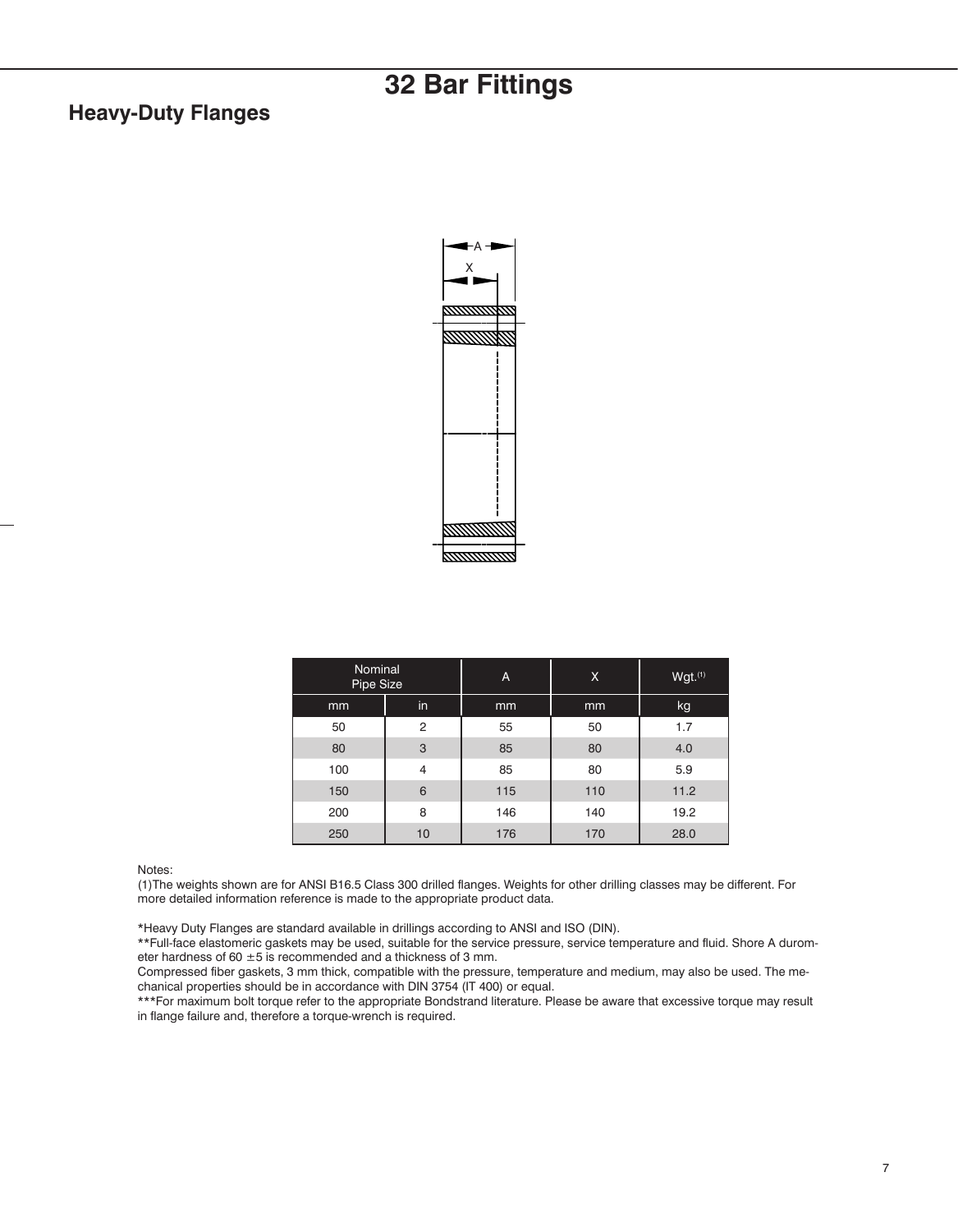# 32 Bar Fittings

## Heavy-Duty Flanges

| Nominal Pipe Size | | A | X | Wgt.[(1)] |
|---|---|---|---|---|
| mm | in | mm | mm | kg |
| 50 | 2 | 55 | 50 | 1.7 |
| 80 | 3 | 85 | 80 | 4.0 |
| 100 | 4 | 85 | 80 | 5.9 |
| 150 | 6 | 115 | 110 | 11.2 |
| 200 | 8 | 146 | 140 | 19.2 |
| 250 | 10 | 176 | 170 | 28.0 |

Notes:
(1)The weights shown are for ANSI B16.5 Class 300 drilled flanges. Weights for other drilling classes may be different. For more detailed information reference is made to the appropriate product data.

*Heavy Duty Flanges are standard available in drillings according to ANSI and ISO (DIN).
**Full-face elastomeric gaskets may be used, suitable for the service pressure, service temperature and fluid. Shore A durometer hardness of 60 ±5 is recommended and a thickness of 3 mm.
Compressed fiber gaskets, 3 mm thick, compatible with the pressure, temperature and medium, may also be used. The mechanical properties should be in accordance with DIN 3754 (IT 400) or equal.
***For maximum bolt torque refer to the appropriate Bondstrand literature. Please be aware that excessive torque may result in flange failure and, therefore a torque-wrench is required.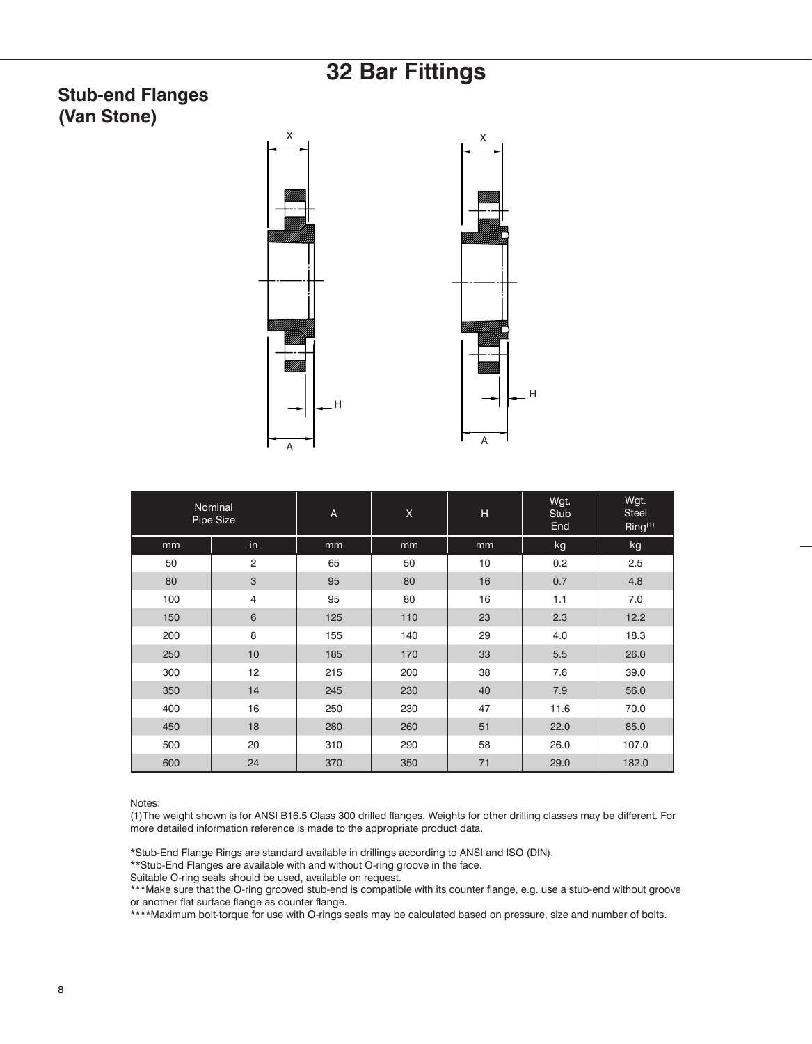# 32 Bar Fittings

## Stub-end Flanges (Van Stone)

| Nominal Pipe Size | | A | X | H | Wgt. Stub End | Wgt. Steel Ring[(1)] |
|---|---|---|---|---|---|---|
| mm | in | mm | mm | mm | kg | kg |
| 50 | 2 | 65 | 50 | 10 | 0.2 | 2.5 |
| 80 | 3 | 95 | 80 | 16 | 0.7 | 4.8 |
| 100 | 4 | 95 | 80 | 16 | 1.1 | 7.0 |
| 150 | 6 | 125 | 110 | 23 | 2.3 | 12.2 |
| 200 | 8 | 155 | 140 | 29 | 4.0 | 18.3 |
| 250 | 10 | 185 | 170 | 33 | 5.5 | 26.0 |
| 300 | 12 | 215 | 200 | 38 | 7.6 | 39.0 |
| 350 | 14 | 245 | 230 | 40 | 7.9 | 56.0 |
| 400 | 16 | 250 | 230 | 47 | 11.6 | 70.0 |
| 450 | 18 | 280 | 260 | 51 | 22.0 | 85.0 |
| 500 | 20 | 310 | 290 | 58 | 26.0 | 107.0 |
| 600 | 24 | 370 | 350 | 71 | 29.0 | 182.0 |

Notes:

(1)The weight shown is for ANSI B16.5 Class 300 drilled flanges. Weights for other drilling classes may be different. For more detailed information reference is made to the appropriate product data.

*Stub-End Flange Rings are standard available in drillings according to ANSI and ISO (DIN).

**Stub-End Flanges are available with and without O-ring groove in the face.
Suitable O-ring seals should be used, available on request.

***Make sure that the O-ring grooved stub-end is compatible with its counter flange, e.g. use a stub-end without groove or another flat surface flange as counter flange.

****Maximum bolt-torque for use with O-rings seals may be calculated based on pressure, size and number of bolts.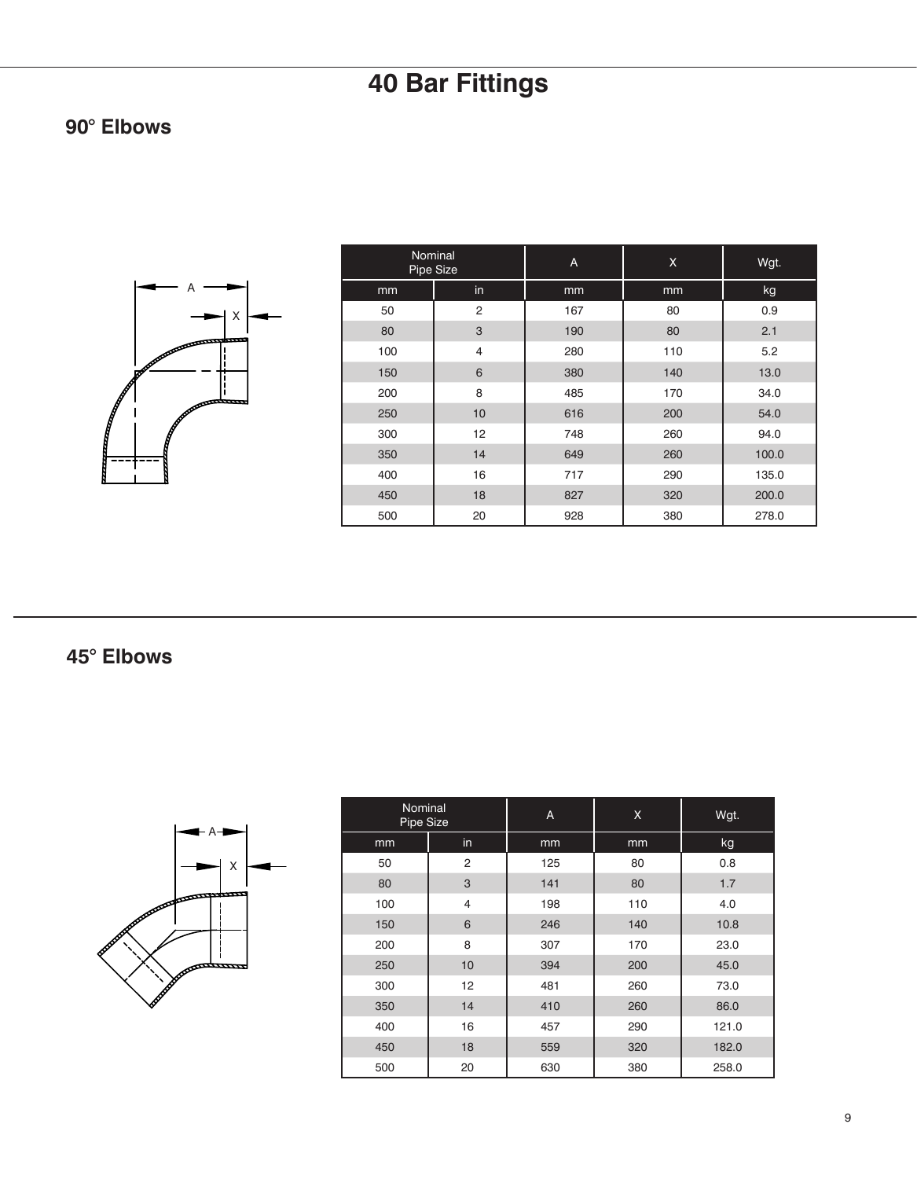# 40 Bar Fittings

## 90° Elbows

| Nominal Pipe Size | | A | X | Wgt. |
|---|---|---|---|---|
| mm | in | mm | mm | kg |
| 50 | 2 | 167 | 80 | 0.9 |
| 80 | 3 | 190 | 80 | 2.1 |
| 100 | 4 | 280 | 110 | 5.2 |
| 150 | 6 | 380 | 140 | 13.0 |
| 200 | 8 | 485 | 170 | 34.0 |
| 250 | 10 | 616 | 200 | 54.0 |
| 300 | 12 | 748 | 260 | 94.0 |
| 350 | 14 | 649 | 260 | 100.0 |
| 400 | 16 | 717 | 290 | 135.0 |
| 450 | 18 | 827 | 320 | 200.0 |
| 500 | 20 | 928 | 380 | 278.0 |

## 45° Elbows

| Nominal Pipe Size | | A | X | Wgt. |
|---|---|---|---|---|
| mm | in | mm | mm | kg |
| 50 | 2 | 125 | 80 | 0.8 |
| 80 | 3 | 141 | 80 | 1.7 |
| 100 | 4 | 198 | 110 | 4.0 |
| 150 | 6 | 246 | 140 | 10.8 |
| 200 | 8 | 307 | 170 | 23.0 |
| 250 | 10 | 394 | 200 | 45.0 |
| 300 | 12 | 481 | 260 | 73.0 |
| 350 | 14 | 410 | 260 | 86.0 |
| 400 | 16 | 457 | 290 | 121.0 |
| 450 | 18 | 559 | 320 | 182.0 |
| 500 | 20 | 630 | 380 | 258.0 |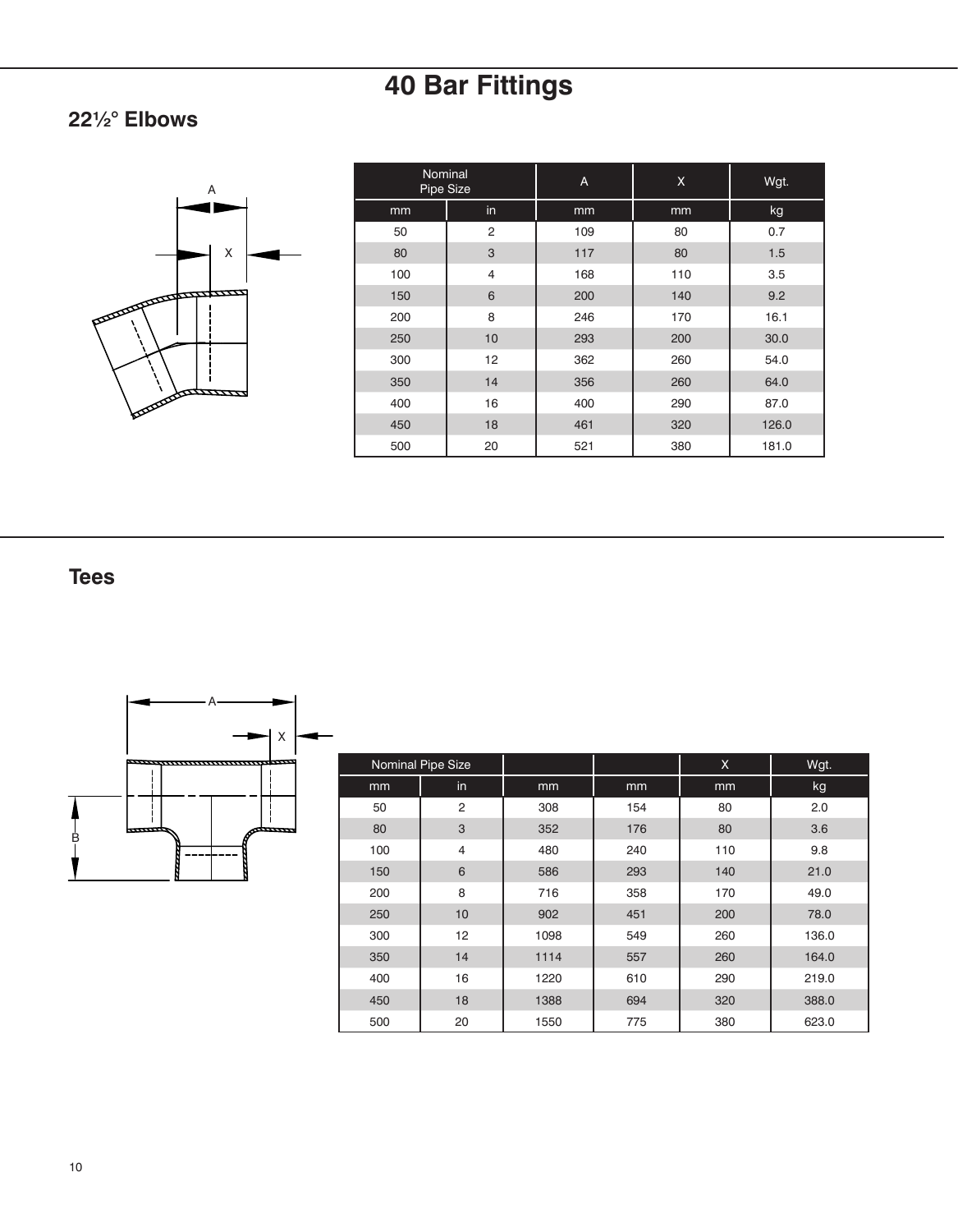# 40 Bar Fittings

## 22½° Elbows

| Nominal Pipe Size | | A | X | Wgt. |
|---|---|---|---|---|
| mm | in | mm | mm | kg |
| 50 | 2 | 109 | 80 | 0.7 |
| 80 | 3 | 117 | 80 | 1.5 |
| 100 | 4 | 168 | 110 | 3.5 |
| 150 | 6 | 200 | 140 | 9.2 |
| 200 | 8 | 246 | 170 | 16.1 |
| 250 | 10 | 293 | 200 | 30.0 |
| 300 | 12 | 362 | 260 | 54.0 |
| 350 | 14 | 356 | 260 | 64.0 |
| 400 | 16 | 400 | 290 | 87.0 |
| 450 | 18 | 461 | 320 | 126.0 |
| 500 | 20 | 521 | 380 | 181.0 |

## Tees

| Nominal Pipe Size | | | | X | Wgt. |
|---|---|---|---|---|---|
| mm | in | mm | mm | mm | kg |
| 50 | 2 | 308 | 154 | 80 | 2.0 |
| 80 | 3 | 352 | 176 | 80 | 3.6 |
| 100 | 4 | 480 | 240 | 110 | 9.8 |
| 150 | 6 | 586 | 293 | 140 | 21.0 |
| 200 | 8 | 716 | 358 | 170 | 49.0 |
| 250 | 10 | 902 | 451 | 200 | 78.0 |
| 300 | 12 | 1098 | 549 | 260 | 136.0 |
| 350 | 14 | 1114 | 557 | 260 | 164.0 |
| 400 | 16 | 1220 | 610 | 290 | 219.0 |
| 450 | 18 | 1388 | 694 | 320 | 388.0 |
| 500 | 20 | 1550 | 775 | 380 | 623.0 |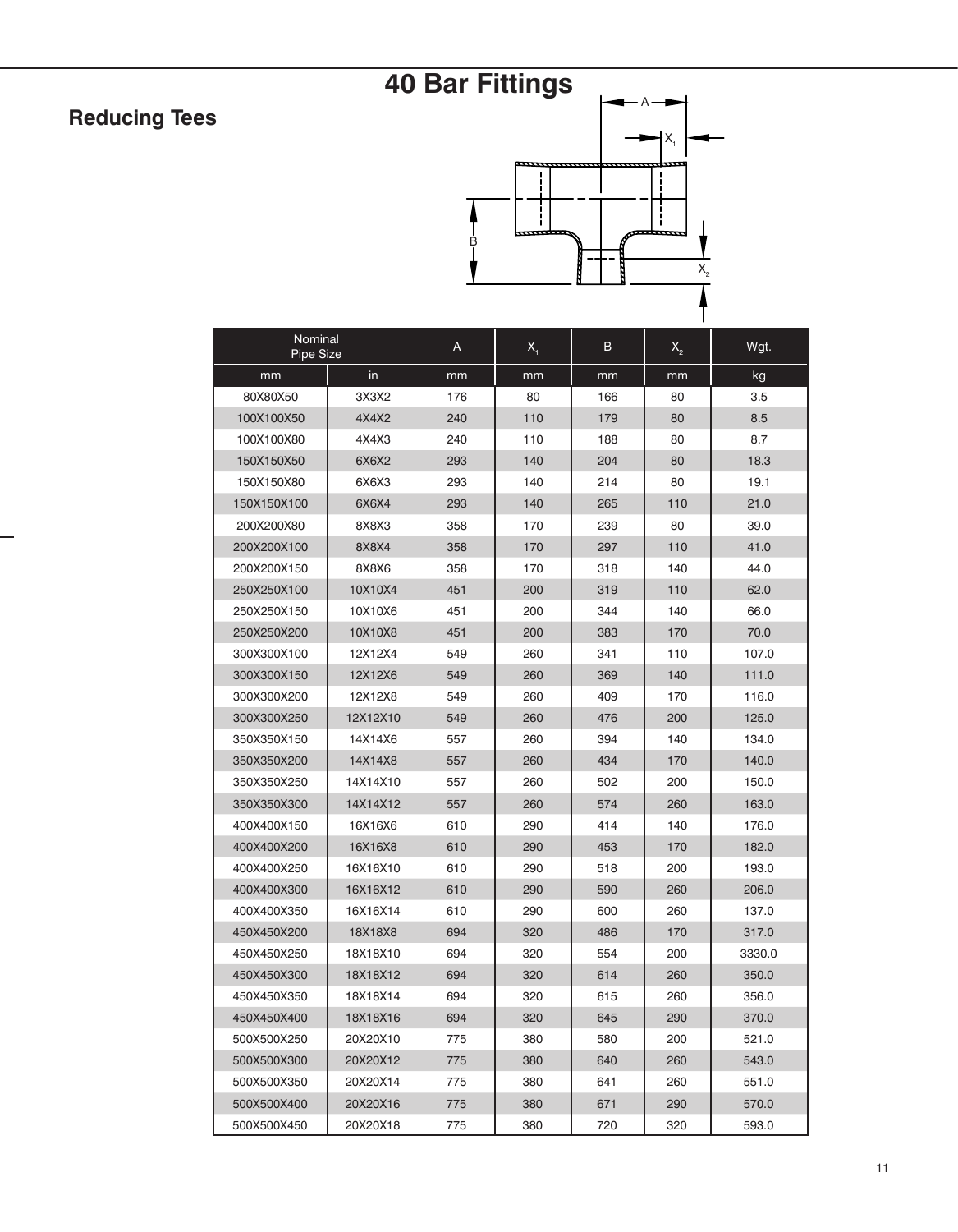# 40 Bar Fittings

## Reducing Tees

| Nominal Pipe Size | | A | $X_1$ | B | $X_2$ | Wgt. |
|---|---|---|---|---|---|---|
| mm | in | mm | mm | mm | mm | kg |
| 80X80X50 | 3X3X2 | 176 | 80 | 166 | 80 | 3.5 |
| 100X100X50 | 4X4X2 | 240 | 110 | 179 | 80 | 8.5 |
| 100X100X80 | 4X4X3 | 240 | 110 | 188 | 80 | 8.7 |
| 150X150X50 | 6X6X2 | 293 | 140 | 204 | 80 | 18.3 |
| 150X150X80 | 6X6X3 | 293 | 140 | 214 | 80 | 19.1 |
| 150X150X100 | 6X6X4 | 293 | 140 | 265 | 110 | 21.0 |
| 200X200X80 | 8X8X3 | 358 | 170 | 239 | 80 | 39.0 |
| 200X200X100 | 8X8X4 | 358 | 170 | 297 | 110 | 41.0 |
| 200X200X150 | 8X8X6 | 358 | 170 | 318 | 140 | 44.0 |
| 250X250X100 | 10X10X4 | 451 | 200 | 319 | 110 | 62.0 |
| 250X250X150 | 10X10X6 | 451 | 200 | 344 | 140 | 66.0 |
| 250X250X200 | 10X10X8 | 451 | 200 | 383 | 170 | 70.0 |
| 300X300X100 | 12X12X4 | 549 | 260 | 341 | 110 | 107.0 |
| 300X300X150 | 12X12X6 | 549 | 260 | 369 | 140 | 111.0 |
| 300X300X200 | 12X12X8 | 549 | 260 | 409 | 170 | 116.0 |
| 300X300X250 | 12X12X10 | 549 | 260 | 476 | 200 | 125.0 |
| 350X350X150 | 14X14X6 | 557 | 260 | 394 | 140 | 134.0 |
| 350X350X200 | 14X14X8 | 557 | 260 | 434 | 170 | 140.0 |
| 350X350X250 | 14X14X10 | 557 | 260 | 502 | 200 | 150.0 |
| 350X350X300 | 14X14X12 | 557 | 260 | 574 | 260 | 163.0 |
| 400X400X150 | 16X16X6 | 610 | 290 | 414 | 140 | 176.0 |
| 400X400X200 | 16X16X8 | 610 | 290 | 453 | 170 | 182.0 |
| 400X400X250 | 16X16X10 | 610 | 290 | 518 | 200 | 193.0 |
| 400X400X300 | 16X16X12 | 610 | 290 | 590 | 260 | 206.0 |
| 400X400X350 | 16X16X14 | 610 | 290 | 600 | 260 | 137.0 |
| 450X450X200 | 18X18X8 | 694 | 320 | 486 | 170 | 317.0 |
| 450X450X250 | 18X18X10 | 694 | 320 | 554 | 200 | 3330.0 |
| 450X450X300 | 18X18X12 | 694 | 320 | 614 | 260 | 350.0 |
| 450X450X350 | 18X18X14 | 694 | 320 | 615 | 260 | 356.0 |
| 450X450X400 | 18X18X16 | 694 | 320 | 645 | 290 | 370.0 |
| 500X500X250 | 20X20X10 | 775 | 380 | 580 | 200 | 521.0 |
| 500X500X300 | 20X20X12 | 775 | 380 | 640 | 260 | 543.0 |
| 500X500X350 | 20X20X14 | 775 | 380 | 641 | 260 | 551.0 |
| 500X500X400 | 20X20X16 | 775 | 380 | 671 | 290 | 570.0 |
| 500X500X450 | 20X20X18 | 775 | 380 | 720 | 320 | 593.0 |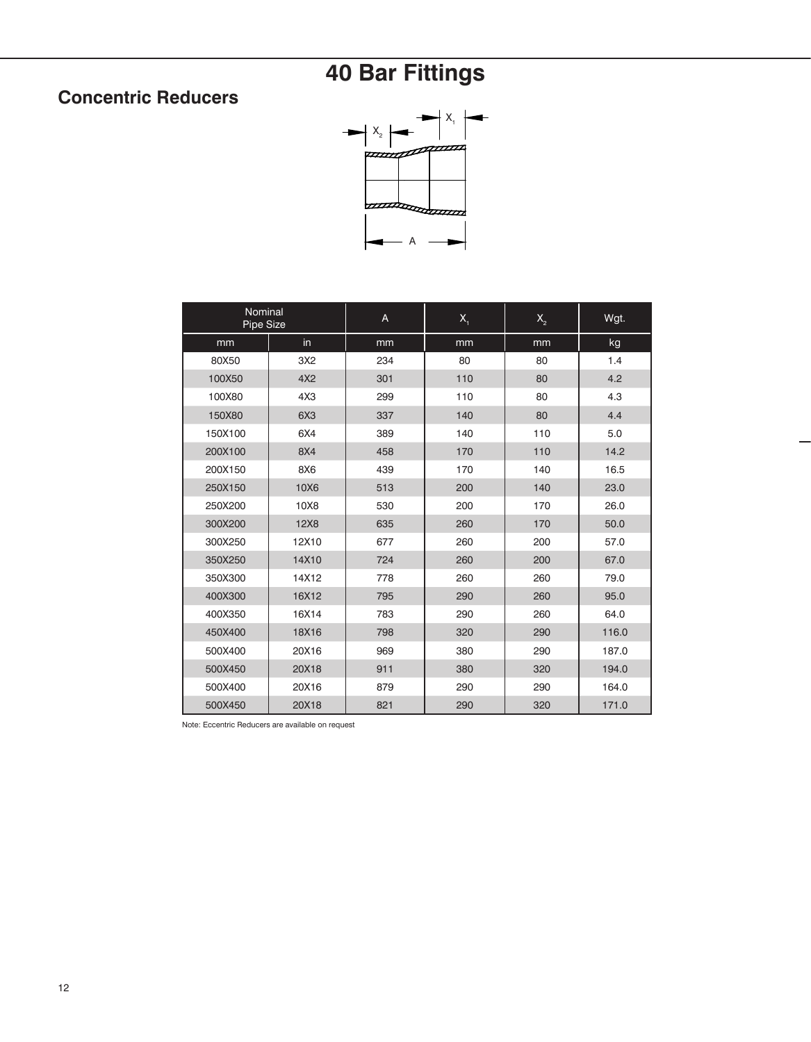# 40 Bar Fittings

## Concentric Reducers

| Nominal Pipe Size | | A | $X_1$ | $X_2$ | Wgt. |
|---|---|---|---|---|---|
| mm | in | mm | mm | mm | kg |
| 80X50 | 3X2 | 234 | 80 | 80 | 1.4 |
| 100X50 | 4X2 | 301 | 110 | 80 | 4.2 |
| 100X80 | 4X3 | 299 | 110 | 80 | 4.3 |
| 150X80 | 6X3 | 337 | 140 | 80 | 4.4 |
| 150X100 | 6X4 | 389 | 140 | 110 | 5.0 |
| 200X100 | 8X4 | 458 | 170 | 110 | 14.2 |
| 200X150 | 8X6 | 439 | 170 | 140 | 16.5 |
| 250X150 | 10X6 | 513 | 200 | 140 | 23.0 |
| 250X200 | 10X8 | 530 | 200 | 170 | 26.0 |
| 300X200 | 12X8 | 635 | 260 | 170 | 50.0 |
| 300X250 | 12X10 | 677 | 260 | 200 | 57.0 |
| 350X250 | 14X10 | 724 | 260 | 200 | 67.0 |
| 350X300 | 14X12 | 778 | 260 | 260 | 79.0 |
| 400X300 | 16X12 | 795 | 290 | 260 | 95.0 |
| 400X350 | 16X14 | 783 | 290 | 260 | 64.0 |
| 450X400 | 18X16 | 798 | 320 | 290 | 116.0 |
| 500X400 | 20X16 | 969 | 380 | 290 | 187.0 |
| 500X450 | 20X18 | 911 | 380 | 320 | 194.0 |
| 500X400 | 20X16 | 879 | 290 | 290 | 164.0 |
| 500X450 | 20X18 | 821 | 290 | 320 | 171.0 |

Note: Eccentric Reducers are available on request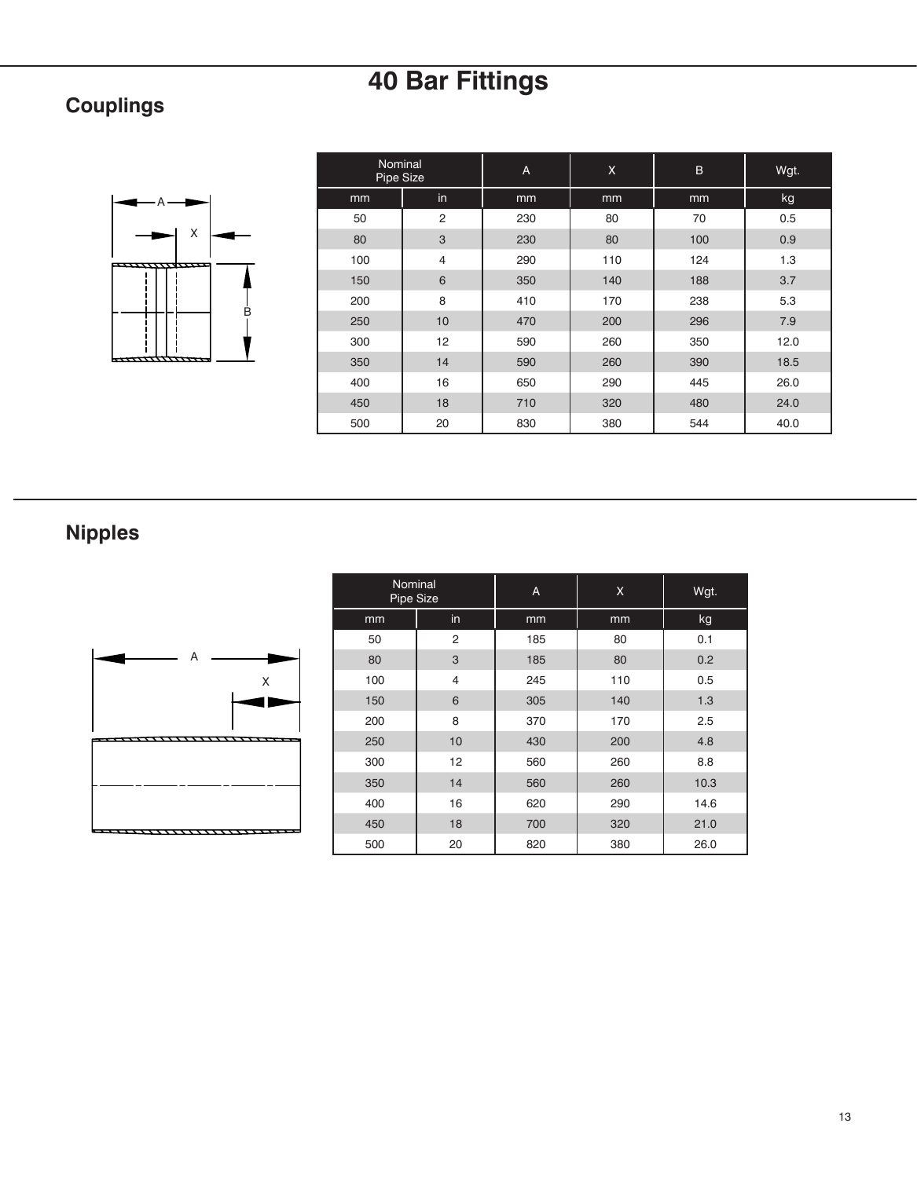# 40 Bar Fittings

## Couplings

| Nominal Pipe Size | | A | X | B | Wgt. |
|---|---|---|---|---|---|
| mm | in | mm | mm | mm | kg |
| 50 | 2 | 230 | 80 | 70 | 0.5 |
| 80 | 3 | 230 | 80 | 100 | 0.9 |
| 100 | 4 | 290 | 110 | 124 | 1.3 |
| 150 | 6 | 350 | 140 | 188 | 3.7 |
| 200 | 8 | 410 | 170 | 238 | 5.3 |
| 250 | 10 | 470 | 200 | 296 | 7.9 |
| 300 | 12 | 590 | 260 | 350 | 12.0 |
| 350 | 14 | 590 | 260 | 390 | 18.5 |
| 400 | 16 | 650 | 290 | 445 | 26.0 |
| 450 | 18 | 710 | 320 | 480 | 24.0 |
| 500 | 20 | 830 | 380 | 544 | 40.0 |

## Nipples

| Nominal Pipe Size | | A | X | Wgt. |
|---|---|---|---|---|
| mm | in | mm | mm | kg |
| 50 | 2 | 185 | 80 | 0.1 |
| 80 | 3 | 185 | 80 | 0.2 |
| 100 | 4 | 245 | 110 | 0.5 |
| 150 | 6 | 305 | 140 | 1.3 |
| 200 | 8 | 370 | 170 | 2.5 |
| 250 | 10 | 430 | 200 | 4.8 |
| 300 | 12 | 560 | 260 | 8.8 |
| 350 | 14 | 560 | 260 | 10.3 |
| 400 | 16 | 620 | 290 | 14.6 |
| 450 | 18 | 700 | 320 | 21.0 |
| 500 | 20 | 820 | 380 | 26.0 |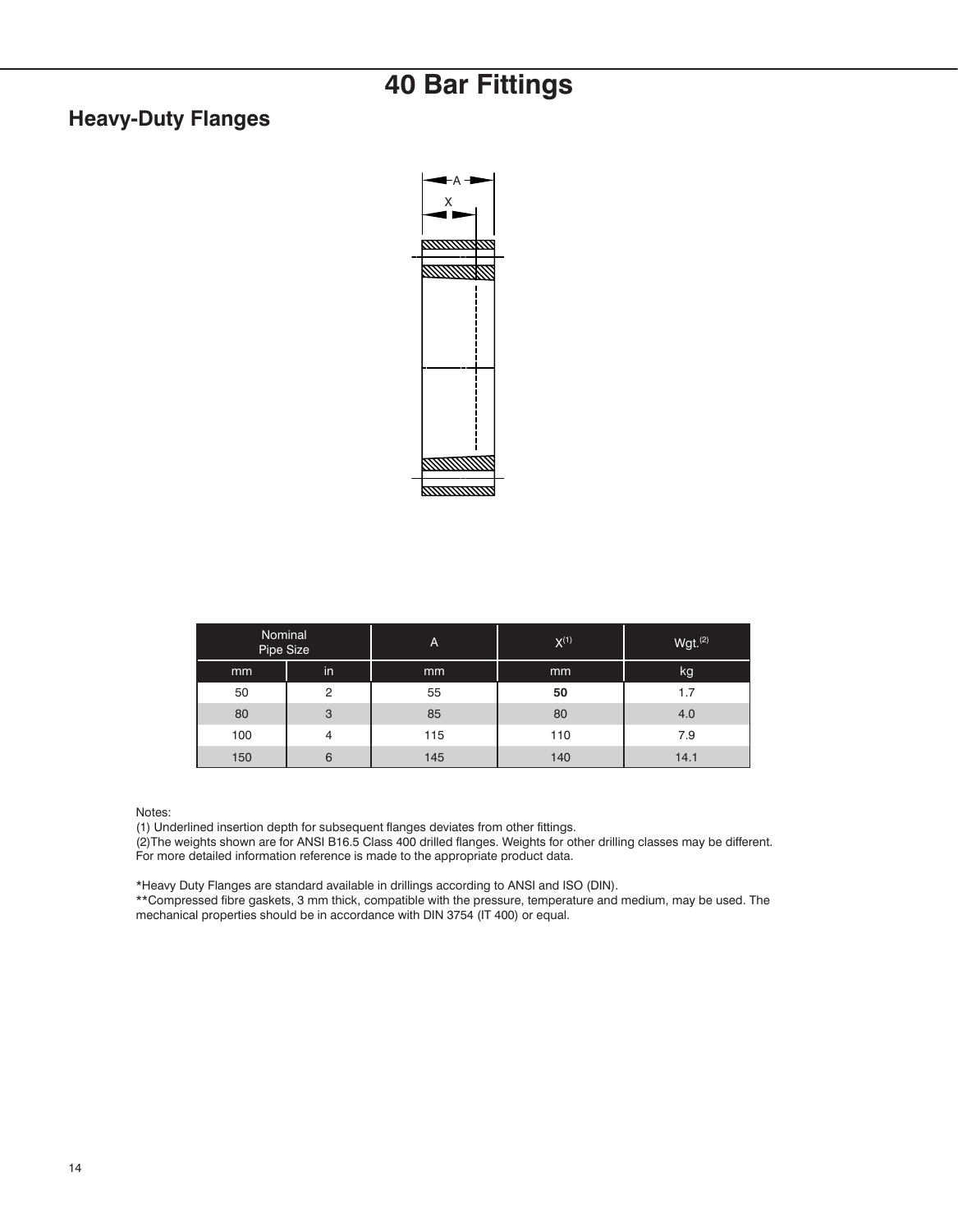# 40 Bar Fittings

## Heavy-Duty Flanges

| Nominal Pipe Size | | A | X(1) | Wgt.(2) |
|---|---|---|---|---|
| mm | in | mm | mm | kg |
| 50 | 2 | 55 | **50** | 1.7 |
| 80 | 3 | 85 | 80 | 4.0 |
| 100 | 4 | 115 | 110 | 7.9 |
| 150 | 6 | 145 | 140 | 14.1 |

Notes:
(1) Underlined insertion depth for subsequent flanges deviates from other fittings.
(2)The weights shown are for ANSI B16.5 Class 400 drilled flanges. Weights for other drilling classes may be different. For more detailed information reference is made to the appropriate product data.

*Heavy Duty Flanges are standard available in drillings according to ANSI and ISO (DIN).
**Compressed fibre gaskets, 3 mm thick, compatible with the pressure, temperature and medium, may be used. The mechanical properties should be in accordance with DIN 3754 (IT 400) or equal.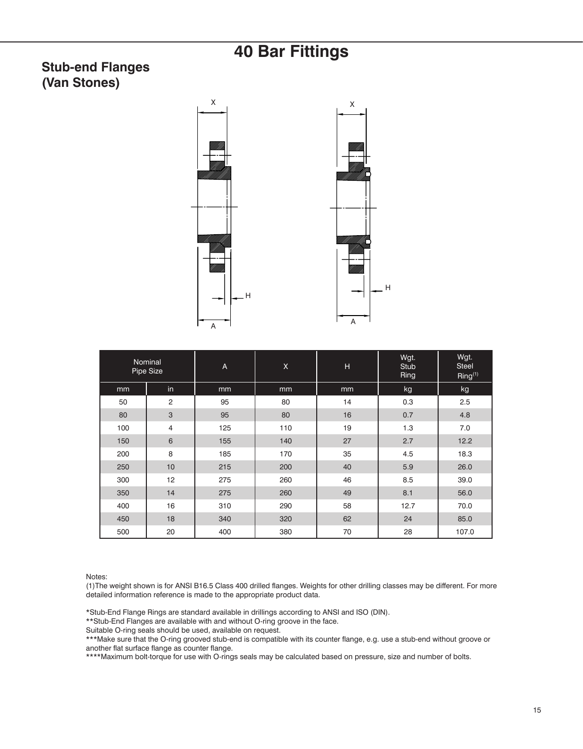# 40 Bar Fittings

## Stub-end Flanges (Van Stones)

| Nominal Pipe Size | | A | X | H | Wgt. Stub Ring | Wgt. Steel Ring[(1)] |
|---|---|---|---|---|---|---|
| mm | in | mm | mm | mm | kg | kg |
| 50 | 2 | 95 | 80 | 14 | 0.3 | 2.5 |
| 80 | 3 | 95 | 80 | 16 | 0.7 | 4.8 |
| 100 | 4 | 125 | 110 | 19 | 1.3 | 7.0 |
| 150 | 6 | 155 | 140 | 27 | 2.7 | 12.2 |
| 200 | 8 | 185 | 170 | 35 | 4.5 | 18.3 |
| 250 | 10 | 215 | 200 | 40 | 5.9 | 26.0 |
| 300 | 12 | 275 | 260 | 46 | 8.5 | 39.0 |
| 350 | 14 | 275 | 260 | 49 | 8.1 | 56.0 |
| 400 | 16 | 310 | 290 | 58 | 12.7 | 70.0 |
| 450 | 18 | 340 | 320 | 62 | 24 | 85.0 |
| 500 | 20 | 400 | 380 | 70 | 28 | 107.0 |

Notes:
(1)The weight shown is for ANSI B16.5 Class 400 drilled flanges. Weights for other drilling classes may be different. For more detailed information reference is made to the appropriate product data.

*Stub-End Flange Rings are standard available in drillings according to ANSI and ISO (DIN).
**Stub-End Flanges are available with and without O-ring groove in the face.
Suitable O-ring seals should be used, available on request.
***Make sure that the O-ring grooved stub-end is compatible with its counter flange, e.g. use a stub-end without groove or another flat surface flange as counter flange.
****Maximum bolt-torque for use with O-rings seals may be calculated based on pressure, size and number of bolts.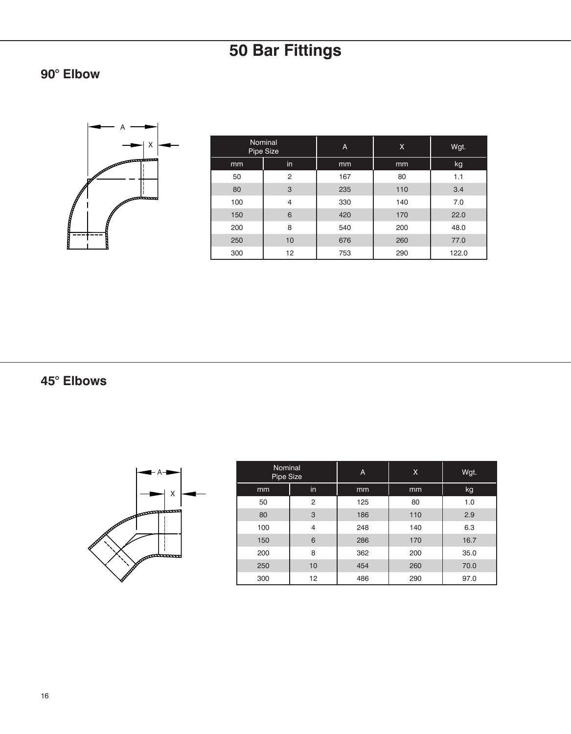# 50 Bar Fittings

## 90° Elbow

| Nominal Pipe Size | | A | X | Wgt. |
|---|---|---|---|---|
| mm | in | mm | mm | kg |
| 50 | 2 | 167 | 80 | 1.1 |
| 80 | 3 | 235 | 110 | 3.4 |
| 100 | 4 | 330 | 140 | 7.0 |
| 150 | 6 | 420 | 170 | 22.0 |
| 200 | 8 | 540 | 200 | 48.0 |
| 250 | 10 | 676 | 260 | 77.0 |
| 300 | 12 | 753 | 290 | 122.0 |

## 45° Elbows

| Nominal Pipe Size | | A | X | Wgt. |
|---|---|---|---|---|
| mm | in | mm | mm | kg |
| 50 | 2 | 125 | 80 | 1.0 |
| 80 | 3 | 186 | 110 | 2.9 |
| 100 | 4 | 248 | 140 | 6.3 |
| 150 | 6 | 286 | 170 | 16.7 |
| 200 | 8 | 362 | 200 | 35.0 |
| 250 | 10 | 454 | 260 | 70.0 |
| 300 | 12 | 486 | 290 | 97.0 |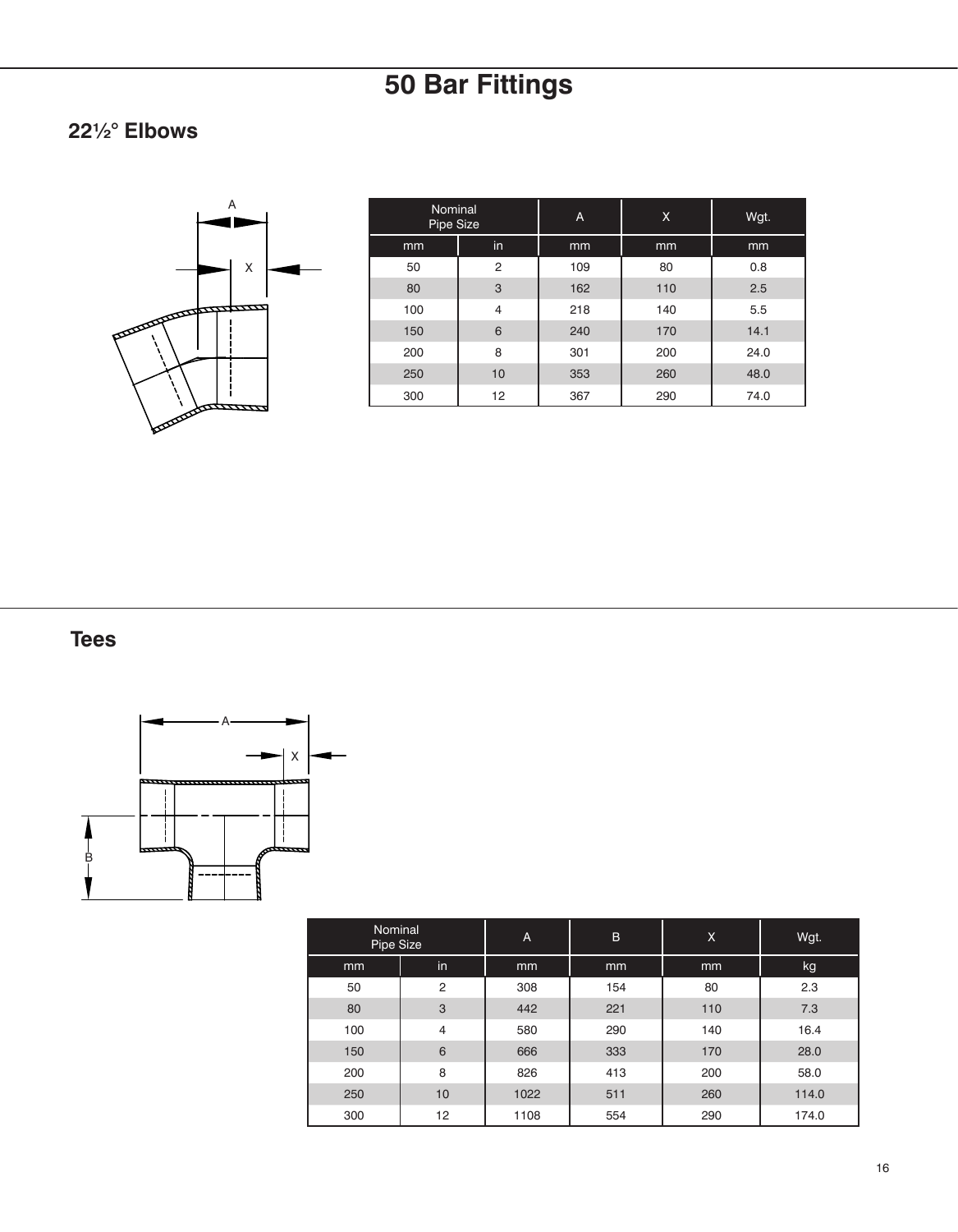# 50 Bar Fittings

## 22½° Elbows

| Nominal Pipe Size | | A | X | Wgt. |
|---|---|---|---|---|
| mm | in | mm | mm | mm |
| 50 | 2 | 109 | 80 | 0.8 |
| 80 | 3 | 162 | 110 | 2.5 |
| 100 | 4 | 218 | 140 | 5.5 |
| 150 | 6 | 240 | 170 | 14.1 |
| 200 | 8 | 301 | 200 | 24.0 |
| 250 | 10 | 353 | 260 | 48.0 |
| 300 | 12 | 367 | 290 | 74.0 |

## Tees

| Nominal Pipe Size | | A | B | X | Wgt. |
|---|---|---|---|---|---|
| mm | in | mm | mm | mm | kg |
| 50 | 2 | 308 | 154 | 80 | 2.3 |
| 80 | 3 | 442 | 221 | 110 | 7.3 |
| 100 | 4 | 580 | 290 | 140 | 16.4 |
| 150 | 6 | 666 | 333 | 170 | 28.0 |
| 200 | 8 | 826 | 413 | 200 | 58.0 |
| 250 | 10 | 1022 | 511 | 260 | 114.0 |
| 300 | 12 | 1108 | 554 | 290 | 174.0 |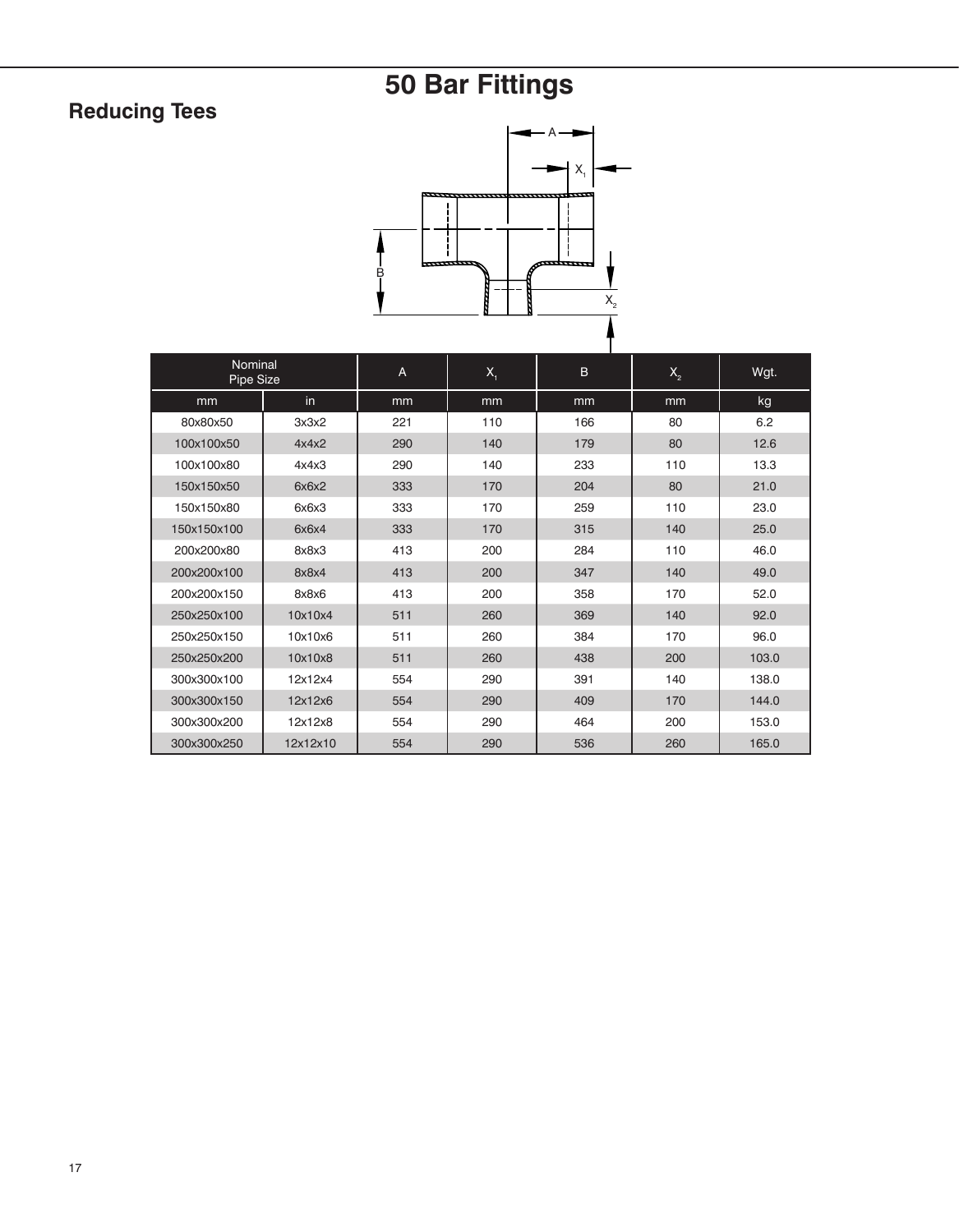# 50 Bar Fittings

## Reducing Tees

| Nominal Pipe Size | | A | $X_1$ | B | $X_2$ | Wgt. |
|---|---|---|---|---|---|---|
| mm | in | mm | mm | mm | mm | kg |
| 80x80x50 | 3x3x2 | 221 | 110 | 166 | 80 | 6.2 |
| 100x100x50 | 4x4x2 | 290 | 140 | 179 | 80 | 12.6 |
| 100x100x80 | 4x4x3 | 290 | 140 | 233 | 110 | 13.3 |
| 150x150x50 | 6x6x2 | 333 | 170 | 204 | 80 | 21.0 |
| 150x150x80 | 6x6x3 | 333 | 170 | 259 | 110 | 23.0 |
| 150x150x100 | 6x6x4 | 333 | 170 | 315 | 140 | 25.0 |
| 200x200x80 | 8x8x3 | 413 | 200 | 284 | 110 | 46.0 |
| 200x200x100 | 8x8x4 | 413 | 200 | 347 | 140 | 49.0 |
| 200x200x150 | 8x8x6 | 413 | 200 | 358 | 170 | 52.0 |
| 250x250x100 | 10x10x4 | 511 | 260 | 369 | 140 | 92.0 |
| 250x250x150 | 10x10x6 | 511 | 260 | 384 | 170 | 96.0 |
| 250x250x200 | 10x10x8 | 511 | 260 | 438 | 200 | 103.0 |
| 300x300x100 | 12x12x4 | 554 | 290 | 391 | 140 | 138.0 |
| 300x300x150 | 12x12x6 | 554 | 290 | 409 | 170 | 144.0 |
| 300x300x200 | 12x12x8 | 554 | 290 | 464 | 200 | 153.0 |
| 300x300x250 | 12x12x10 | 554 | 290 | 536 | 260 | 165.0 |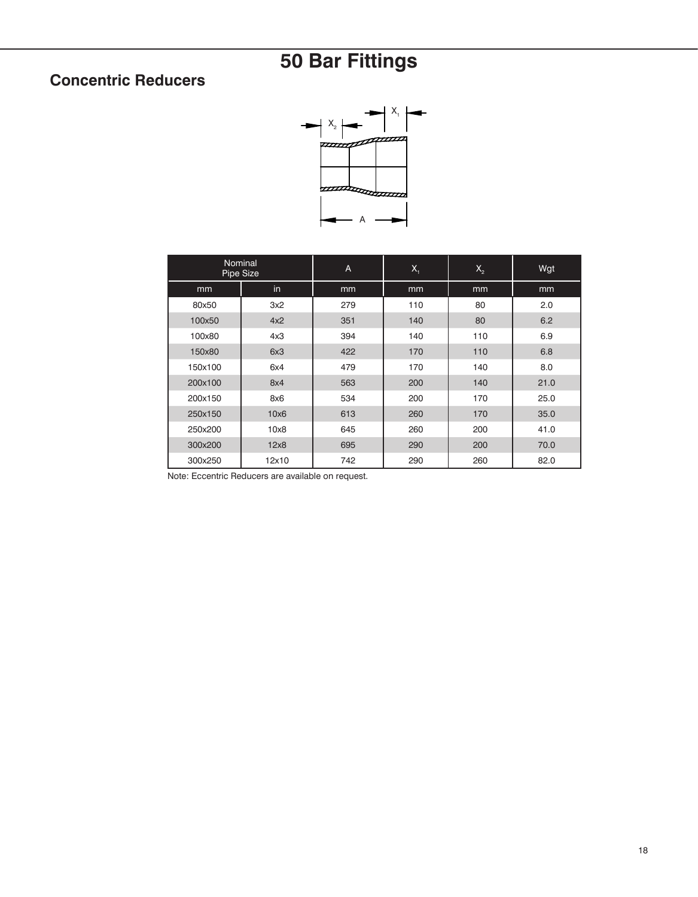# 50 Bar Fittings

## Concentric Reducers

| Nominal Pipe Size | | A | $X_1$ | $X_2$ | Wgt |
|---|---|---|---|---|---|
| mm | in | mm | mm | mm | mm |
| 80x50 | 3x2 | 279 | 110 | 80 | 2.0 |
| 100x50 | 4x2 | 351 | 140 | 80 | 6.2 |
| 100x80 | 4x3 | 394 | 140 | 110 | 6.9 |
| 150x80 | 6x3 | 422 | 170 | 110 | 6.8 |
| 150x100 | 6x4 | 479 | 170 | 140 | 8.0 |
| 200x100 | 8x4 | 563 | 200 | 140 | 21.0 |
| 200x150 | 8x6 | 534 | 200 | 170 | 25.0 |
| 250x150 | 10x6 | 613 | 260 | 170 | 35.0 |
| 250x200 | 10x8 | 645 | 260 | 200 | 41.0 |
| 300x200 | 12x8 | 695 | 290 | 200 | 70.0 |
| 300x250 | 12x10 | 742 | 290 | 260 | 82.0 |

Note: Eccentric Reducers are available on request.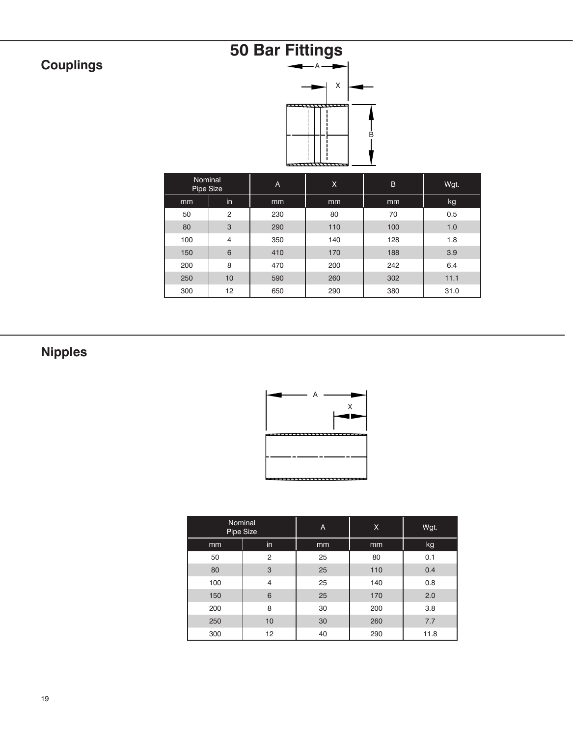# 50 Bar Fittings

## Couplings

| Nominal Pipe Size | | A | X | B | Wgt. |
|---|---|---|---|---|---|
| mm | in | mm | mm | mm | kg |
| 50 | 2 | 230 | 80 | 70 | 0.5 |
| 80 | 3 | 290 | 110 | 100 | 1.0 |
| 100 | 4 | 350 | 140 | 128 | 1.8 |
| 150 | 6 | 410 | 170 | 188 | 3.9 |
| 200 | 8 | 470 | 200 | 242 | 6.4 |
| 250 | 10 | 590 | 260 | 302 | 11.1 |
| 300 | 12 | 650 | 290 | 380 | 31.0 |

## Nipples

| Nominal Pipe Size | | A | X | Wgt. |
|---|---|---|---|---|
| mm | in | mm | mm | kg |
| 50 | 2 | 25 | 80 | 0.1 |
| 80 | 3 | 25 | 110 | 0.4 |
| 100 | 4 | 25 | 140 | 0.8 |
| 150 | 6 | 25 | 170 | 2.0 |
| 200 | 8 | 30 | 200 | 3.8 |
| 250 | 10 | 30 | 260 | 7.7 |
| 300 | 12 | 40 | 290 | 11.8 |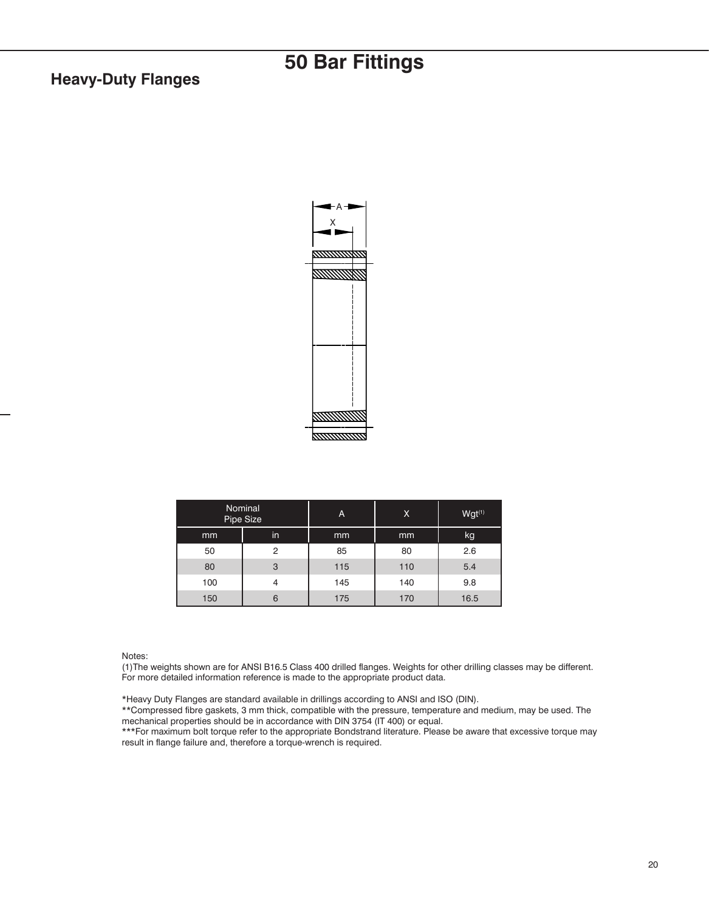# 50 Bar Fittings

## Heavy-Duty Flanges

| Nominal Pipe Size | | A | X | Wgt(1) |
|---|---|---|---|---|
| mm | in | mm | mm | kg |
| 50 | 2 | 85 | 80 | 2.6 |
| 80 | 3 | 115 | 110 | 5.4 |
| 100 | 4 | 145 | 140 | 9.8 |
| 150 | 6 | 175 | 170 | 16.5 |

Notes:
(1)The weights shown are for ANSI B16.5 Class 400 drilled flanges. Weights for other drilling classes may be different. For more detailed information reference is made to the appropriate product data.

*Heavy Duty Flanges are standard available in drillings according to ANSI and ISO (DIN).
**Compressed fibre gaskets, 3 mm thick, compatible with the pressure, temperature and medium, may be used. The mechanical properties should be in accordance with DIN 3754 (IT 400) or equal.
***For maximum bolt torque refer to the appropriate Bondstrand literature. Please be aware that excessive torque may result in flange failure and, therefore a torque-wrench is required.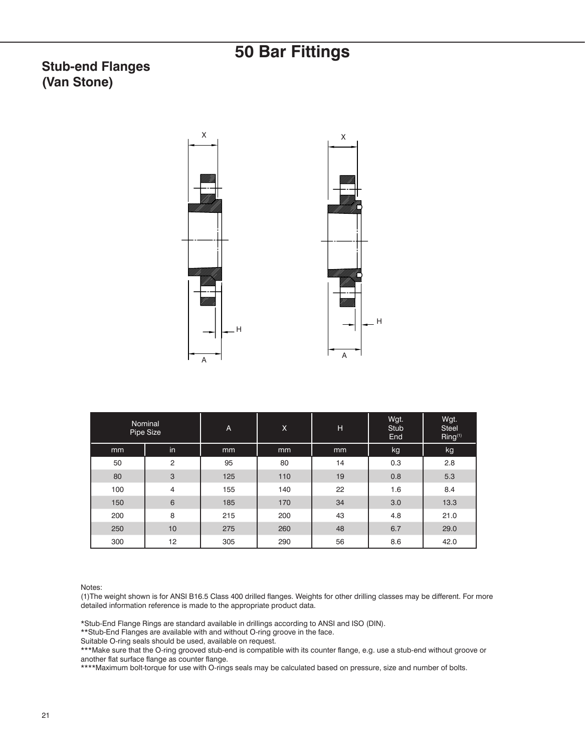# 50 Bar Fittings

## Stub-end Flanges (Van Stone)

| Nominal Pipe Size | | A | X | H | Wgt. Stub End | Wgt. Steel Ring[(1)] |
|---|---|---|---|---|---|---|
| mm | in | mm | mm | mm | kg | kg |
| 50 | 2 | 95 | 80 | 14 | 0.3 | 2.8 |
| 80 | 3 | 125 | 110 | 19 | 0.8 | 5.3 |
| 100 | 4 | 155 | 140 | 22 | 1.6 | 8.4 |
| 150 | 6 | 185 | 170 | 34 | 3.0 | 13.3 |
| 200 | 8 | 215 | 200 | 43 | 4.8 | 21.0 |
| 250 | 10 | 275 | 260 | 48 | 6.7 | 29.0 |
| 300 | 12 | 305 | 290 | 56 | 8.6 | 42.0 |

Notes:
(1)The weight shown is for ANSI B16.5 Class 400 drilled flanges. Weights for other drilling classes may be different. For more detailed information reference is made to the appropriate product data.

*Stub-End Flange Rings are standard available in drillings according to ANSI and ISO (DIN).
**Stub-End Flanges are available with and without O-ring groove in the face.
Suitable O-ring seals should be used, available on request.
***Make sure that the O-ring grooved stub-end is compatible with its counter flange, e.g. use a stub-end without groove or another flat surface flange as counter flange.
****Maximum bolt-torque for use with O-rings seals may be calculated based on pressure, size and number of bolts.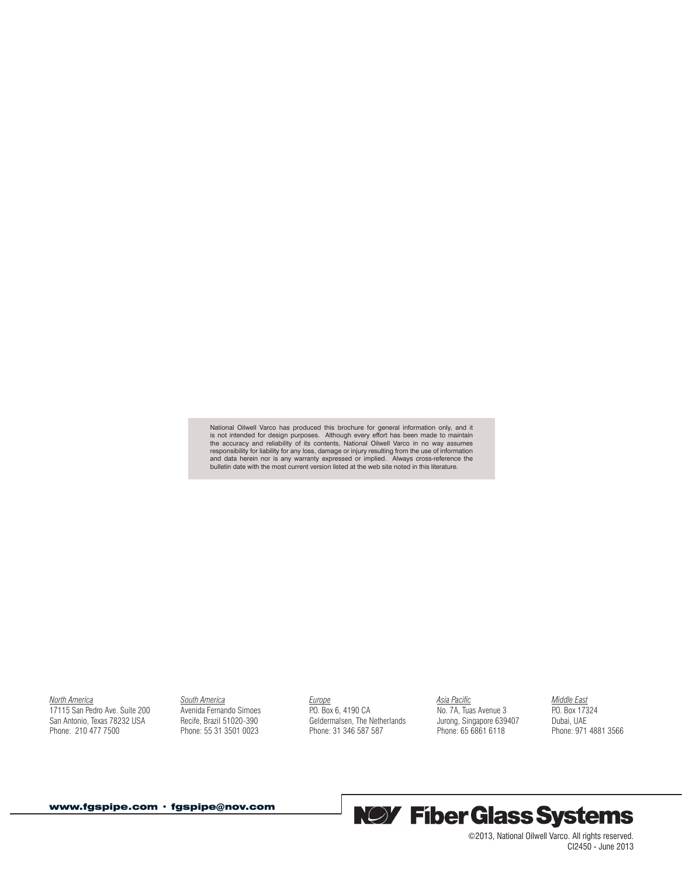National Oilwell Varco has produced this brochure for general information only, and it is not intended for design purposes. Although every effort has been made to maintain the accuracy and reliability of its contents, National Oilwell Varco in no way assumes responsibility for liability for any loss, damage or injury resulting from the use of information and data herein nor is any warranty expressed or implied. Always cross-reference the bulletin date with the most current version listed at the web site noted in this literature.

*North America*
17115 San Pedro Ave. Suite 200
San Antonio, Texas 78232 USA
Phone: 210 477 7500

*South America*
Avenida Fernando Simoes
Recife, Brazil 51020-390
Phone: 55 31 3501 0023

*Europe*
P.O. Box 6, 4190 CA
Geldermalsen, The Netherlands
Phone: 31 346 587 587

*Asia Pacific*
No. 7A, Tuas Avenue 3
Jurong, Singapore 639407
Phone: 65 6861 6118

*Middle East*
P.O. Box 17324
Dubai, UAE
Phone: 971 4881 3566

**www.fgspipe.com · fgspipe@nov.com**

**NOV Fiber Glass Systems**

©2013, National Oilwell Varco. All rights reserved.
CI2450 - June 2013